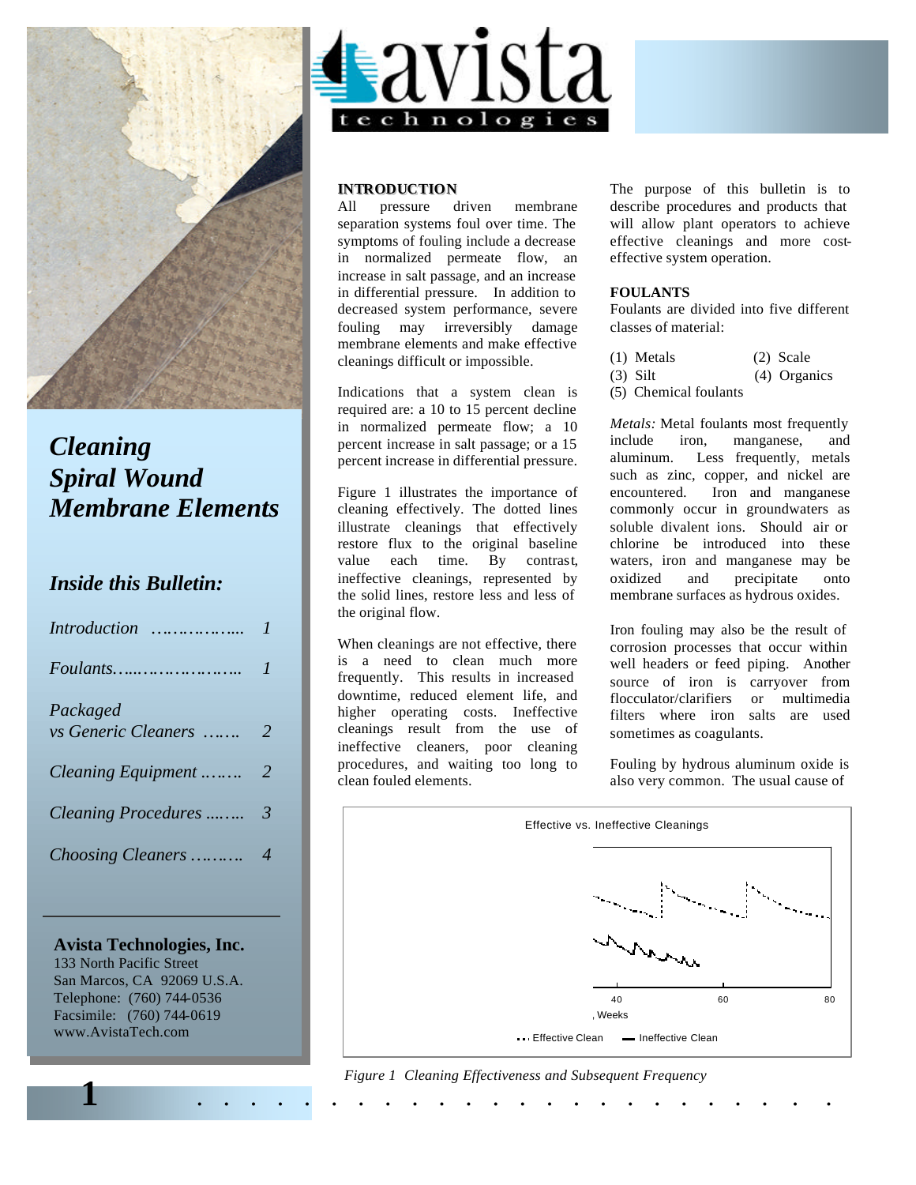# Cleaning Spiral Wound Membrane Elements

## *Inside this Bulletin:*

| | |
|---|---|
| *Introduction* | *1* |
| *Foulants* | *1* |
| *Packaged vs Generic Cleaners* | *2* |
| *Cleaning Equipment* | *2* |
| *Cleaning Procedures* | *3* |
| *Choosing Cleaners* | *4* |

**Avista Technologies, Inc.**
133 North Pacific Street
San Marcos, CA 92069 U.S.A.
Telephone: (760) 744-0536
Facsimile: (760) 744-0619
www.AvistaTech.com

## INTRODUCTION

All pressure driven membrane separation systems foul over time. The symptoms of fouling include a decrease in normalized permeate flow, an increase in salt passage, and an increase in differential pressure. In addition to decreased system performance, severe fouling may irreversibly damage membrane elements and make effective cleanings difficult or impossible.

Indications that a system clean is required are: a 10 to 15 percent decline in normalized permeate flow; a 10 percent increase in salt passage; or a 15 percent increase in differential pressure.

Figure 1 illustrates the importance of cleaning effectively. The dotted lines illustrate cleanings that effectively restore flux to the original baseline value each time. By contrast, ineffective cleanings, represented by the solid lines, restore less and less of the original flow.

When cleanings are not effective, there is a need to clean much more frequently. This results in increased downtime, reduced element life, and higher operating costs. Ineffective cleanings result from the use of ineffective cleaners, poor cleaning procedures, and waiting too long to clean fouled elements.

The purpose of this bulletin is to describe procedures and products that will allow plant operators to achieve effective cleanings and more cost-effective system operation.

## FOULANTS

Foulants are divided into five different classes of material:

(1) Metals
(2) Scale
(3) Silt
(4) Organics
(5) Chemical foulants

*Metals:* Metal foulants most frequently include iron, manganese, and aluminum. Less frequently, metals such as zinc, copper, and nickel are encountered. Iron and manganese commonly occur in groundwaters as soluble divalent ions. Should air or chlorine be introduced into these waters, iron and manganese may be oxidized and precipitate onto membrane surfaces as hydrous oxides.

Iron fouling may also be the result of corrosion processes that occur within well headers or feed piping. Another source of iron is carryover from flocculator/clarifiers or multimedia filters where iron salts are used sometimes as coagulants.

Fouling by hydrous aluminum oxide is also very common. The usual cause of

*Figure 1 Cleaning Effectiveness and Subsequent Frequency*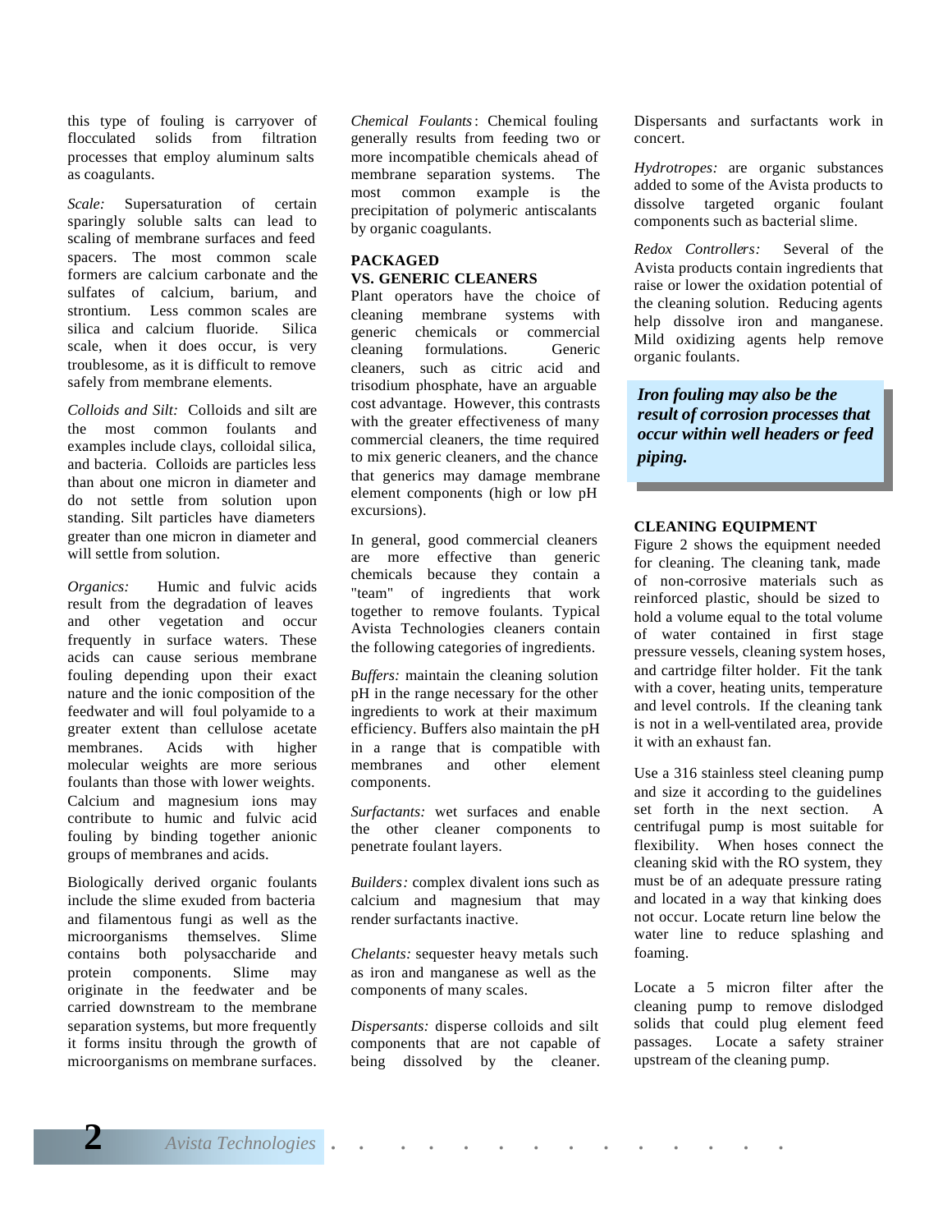this type of fouling is carryover of flocculated solids from filtration processes that employ aluminum salts as coagulants.

*Scale:* Supersaturation of certain sparingly soluble salts can lead to scaling of membrane surfaces and feed spacers. The most common scale formers are calcium carbonate and the sulfates of calcium, barium, and strontium. Less common scales are silica and calcium fluoride. Silica scale, when it does occur, is very troublesome, as it is difficult to remove safely from membrane elements.

*Colloids and Silt:* Colloids and silt are the most common foulants and examples include clays, colloidal silica, and bacteria. Colloids are particles less than about one micron in diameter and do not settle from solution upon standing. Silt particles have diameters greater than one micron in diameter and will settle from solution.

*Organics:* Humic and fulvic acids result from the degradation of leaves and other vegetation and occur frequently in surface waters. These acids can cause serious membrane fouling depending upon their exact nature and the ionic composition of the feedwater and will foul polyamide to a greater extent than cellulose acetate membranes. Acids with higher molecular weights are more serious foulants than those with lower weights. Calcium and magnesium ions may contribute to humic and fulvic acid fouling by binding together anionic groups of membranes and acids.

Biologically derived organic foulants include the slime exuded from bacteria and filamentous fungi as well as the microorganisms themselves. Slime contains both polysaccharide and protein components. Slime may originate in the feedwater and be carried downstream to the membrane separation systems, but more frequently it forms insitu through the growth of microorganisms on membrane surfaces.

*Chemical Foulants*: Chemical fouling generally results from feeding two or more incompatible chemicals ahead of membrane separation systems. The most common example is the precipitation of polymeric antiscalants by organic coagulants.

## PACKAGED VS. GENERIC CLEANERS

Plant operators have the choice of cleaning membrane systems with generic chemicals or commercial cleaning formulations. Generic cleaners, such as citric acid and trisodium phosphate, have an arguable cost advantage. However, this contrasts with the greater effectiveness of many commercial cleaners, the time required to mix generic cleaners, and the chance that generics may damage membrane element components (high or low pH excursions).

In general, good commercial cleaners are more effective than generic chemicals because they contain a "team" of ingredients that work together to remove foulants. Typical Avista Technologies cleaners contain the following categories of ingredients.

*Buffers:* maintain the cleaning solution pH in the range necessary for the other ingredients to work at their maximum efficiency. Buffers also maintain the pH in a range that is compatible with membranes and other element components.

*Surfactants:* wet surfaces and enable the other cleaner components to penetrate foulant layers.

*Builders:* complex divalent ions such as calcium and magnesium that may render surfactants inactive.

*Chelants:* sequester heavy metals such as iron and manganese as well as the components of many scales.

*Dispersants:* disperse colloids and silt components that are not capable of being dissolved by the cleaner. Dispersants and surfactants work in concert.

*Hydrotropes:* are organic substances added to some of the Avista products to dissolve targeted organic foulant components such as bacterial slime.

*Redox Controllers:* Several of the Avista products contain ingredients that raise or lower the oxidation potential of the cleaning solution. Reducing agents help dissolve iron and manganese. Mild oxidizing agents help remove organic foulants.

***Iron fouling may also be the result of corrosion processes that occur within well headers or feed piping.***

## CLEANING EQUIPMENT

Figure 2 shows the equipment needed for cleaning. The cleaning tank, made of non-corrosive materials such as reinforced plastic, should be sized to hold a volume equal to the total volume of water contained in first stage pressure vessels, cleaning system hoses, and cartridge filter holder. Fit the tank with a cover, heating units, temperature and level controls. If the cleaning tank is not in a well-ventilated area, provide it with an exhaust fan.

Use a 316 stainless steel cleaning pump and size it according to the guidelines set forth in the next section. A centrifugal pump is most suitable for flexibility. When hoses connect the cleaning skid with the RO system, they must be of an adequate pressure rating and located in a way that kinking does not occur. Locate return line below the water line to reduce splashing and foaming.

Locate a 5 micron filter after the cleaning pump to remove dislodged solids that could plug element feed passages. Locate a safety strainer upstream of the cleaning pump.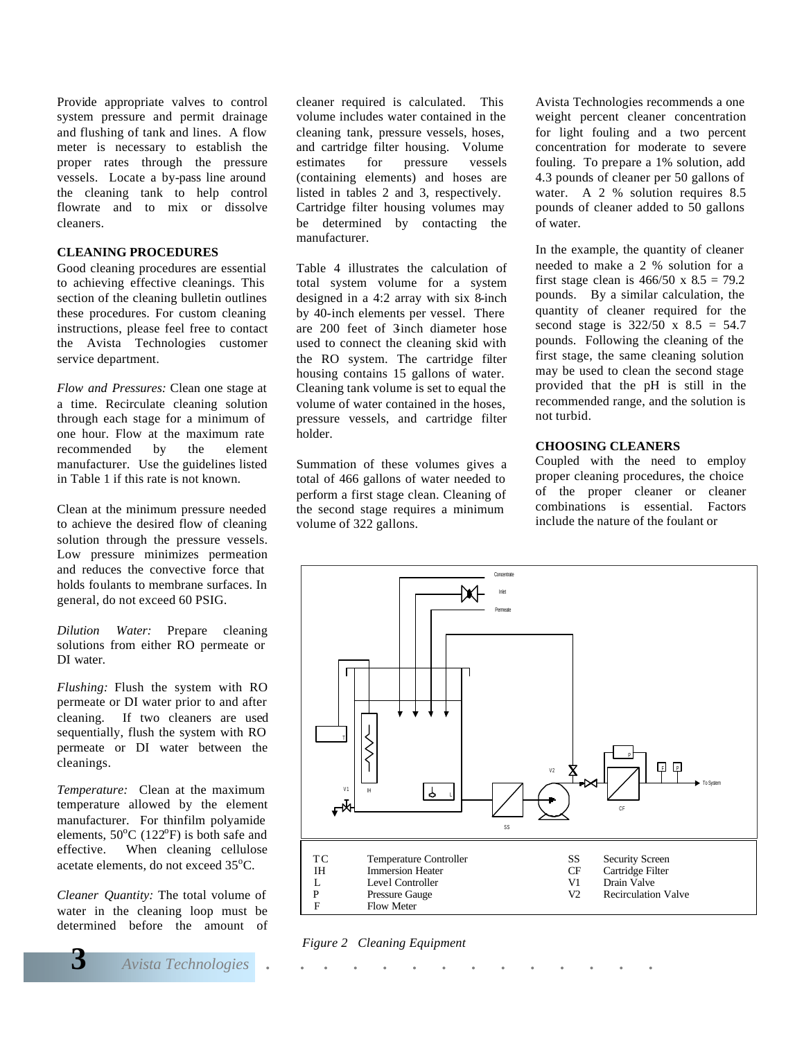Provide appropriate valves to control system pressure and permit drainage and flushing of tank and lines. A flow meter is necessary to establish the proper rates through the pressure vessels. Locate a by-pass line around the cleaning tank to help control flowrate and to mix or dissolve cleaners.

### CLEANING PROCEDURES

Good cleaning procedures are essential to achieving effective cleanings. This section of the cleaning bulletin outlines these procedures. For custom cleaning instructions, please feel free to contact the Avista Technologies customer service department.

*Flow and Pressures:* Clean one stage at a time. Recirculate cleaning solution through each stage for a minimum of one hour. Flow at the maximum rate recommended by the element manufacturer. Use the guidelines listed in Table 1 if this rate is not known.

Clean at the minimum pressure needed to achieve the desired flow of cleaning solution through the pressure vessels. Low pressure minimizes permeation and reduces the convective force that holds foulants to membrane surfaces. In general, do not exceed 60 PSIG.

*Dilution Water:* Prepare cleaning solutions from either RO permeate or DI water.

*Flushing:* Flush the system with RO permeate or DI water prior to and after cleaning. If two cleaners are used sequentially, flush the system with RO permeate or DI water between the cleanings.

*Temperature:* Clean at the maximum temperature allowed by the element manufacturer. For thinfilm polyamide elements, $50^{o}$C ($122^{o}$F) is both safe and effective. When cleaning cellulose acetate elements, do not exceed $35^{o}$C.

*Cleaner Quantity:* The total volume of water in the cleaning loop must be determined before the amount of cleaner required is calculated. This volume includes water contained in the cleaning tank, pressure vessels, hoses, and cartridge filter housing. Volume estimates for pressure vessels (containing elements) and hoses are listed in tables 2 and 3, respectively. Cartridge filter housing volumes may be determined by contacting the manufacturer.

Table 4 illustrates the calculation of total system volume for a system designed in a 4:2 array with six 8-inch by 40-inch elements per vessel. There are 200 feet of 3-inch diameter hose used to connect the cleaning skid with the RO system. The cartridge filter housing contains 15 gallons of water. Cleaning tank volume is set to equal the volume of water contained in the hoses, pressure vessels, and cartridge filter holder.

Summation of these volumes gives a total of 466 gallons of water needed to perform a first stage clean. Cleaning of the second stage requires a minimum volume of 322 gallons.

Avista Technologies recommends a one weight percent cleaner concentration for light fouling and a two percent concentration for moderate to severe fouling. To prepare a 1% solution, add 4.3 pounds of cleaner per 50 gallons of water. A 2 % solution requires 8.5 pounds of cleaner added to 50 gallons of water.

In the example, the quantity of cleaner needed to make a 2 % solution for a first stage clean is 466/50 x 8.5 = 79.2 pounds. By a similar calculation, the quantity of cleaner required for the second stage is 322/50 x 8.5 = 54.7 pounds. Following the cleaning of the first stage, the same cleaning solution may be used to clean the second stage provided that the pH is still in the recommended range, and the solution is not turbid.

### CHOOSING CLEANERS

Coupled with the need to employ proper cleaning procedures, the choice of the proper cleaner or cleaner combinations is essential. Factors include the nature of the foulant or

| | | | |
|---|---|---|---|
| TC | Temperature Controller | SS | Security Screen |
| IH | Immersion Heater | CF | Cartridge Filter |
| L | Level Controller | V1 | Drain Valve |
| P | Pressure Gauge | V2 | Recirculation Valve |
| F | Flow Meter | | |

*Figure 2 Cleaning Equipment*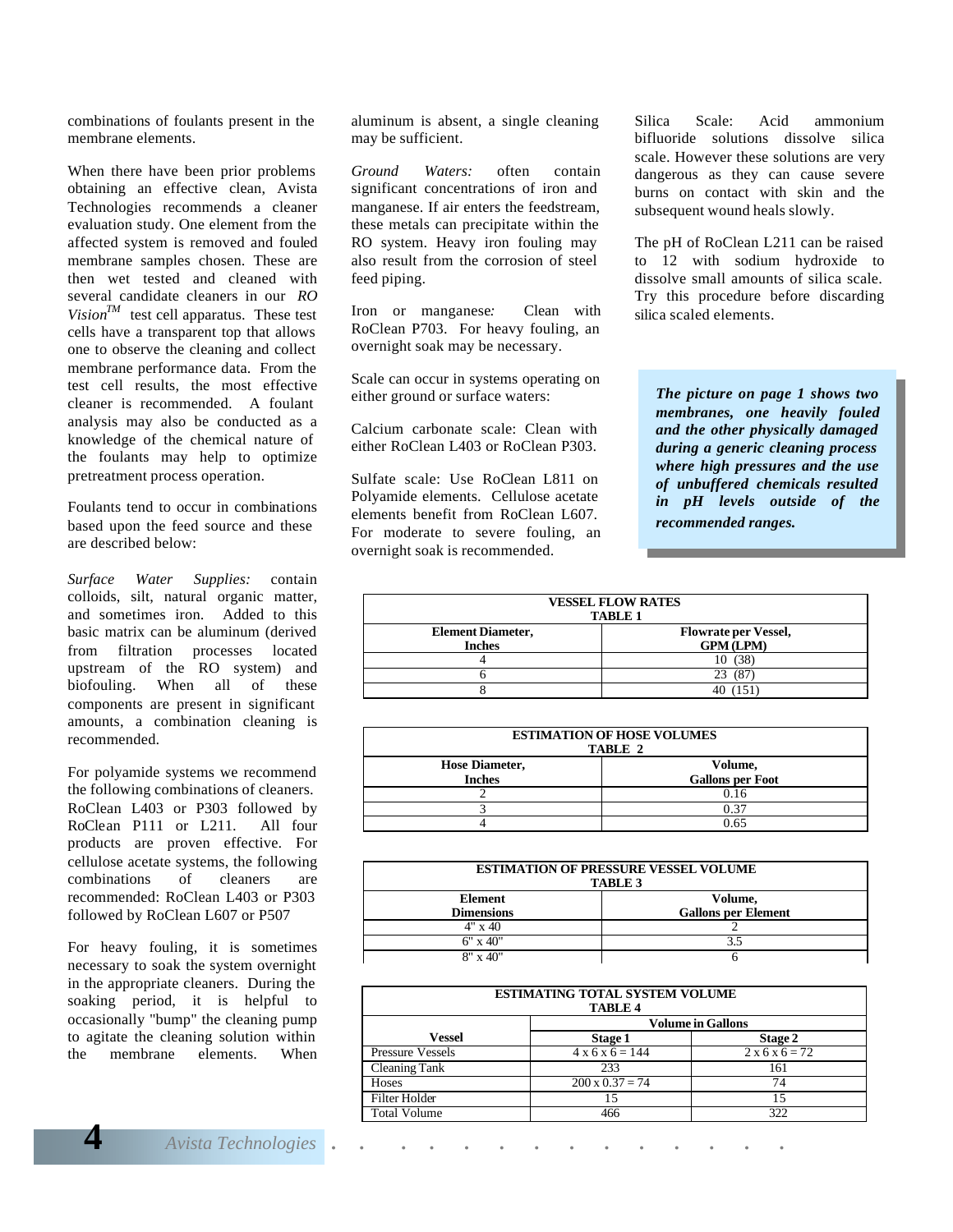combinations of foulants present in the membrane elements.

When there have been prior problems obtaining an effective clean, Avista Technologies recommends a cleaner evaluation study. One element from the affected system is removed and fouled membrane samples chosen. These are then wet tested and cleaned with several candidate cleaners in our *RO Vision*™ test cell apparatus. These test cells have a transparent top that allows one to observe the cleaning and collect membrane performance data. From the test cell results, the most effective cleaner is recommended. A foulant analysis may also be conducted as a knowledge of the chemical nature of the foulants may help to optimize pretreatment process operation.

Foulants tend to occur in combinations based upon the feed source and these are described below:

*Surface Water Supplies:* contain colloids, silt, natural organic matter, and sometimes iron. Added to this basic matrix can be aluminum (derived from filtration processes located upstream of the RO system) and biofouling. When all of these components are present in significant amounts, a combination cleaning is recommended.

For polyamide systems we recommend the following combinations of cleaners. RoClean L403 or P303 followed by RoClean P111 or L211. All four products are proven effective. For cellulose acetate systems, the following combinations of cleaners are recommended: RoClean L403 or P303 followed by RoClean L607 or P507

For heavy fouling, it is sometimes necessary to soak the system overnight in the appropriate cleaners. During the soaking period, it is helpful to occasionally "bump" the cleaning pump to agitate the cleaning solution within the membrane elements. When aluminum is absent, a single cleaning may be sufficient.

*Ground Waters:* often contain significant concentrations of iron and manganese. If air enters the feedstream, these metals can precipitate within the RO system. Heavy iron fouling may also result from the corrosion of steel feed piping.

Iron or manganese*:* Clean with RoClean P703. For heavy fouling, an overnight soak may be necessary.

Scale can occur in systems operating on either ground or surface waters:

Calcium carbonate scale: Clean with either RoClean L403 or RoClean P303.

Sulfate scale: Use RoClean L811 on Polyamide elements. Cellulose acetate elements benefit from RoClean L607. For moderate to severe fouling, an overnight soak is recommended.

Silica Scale: Acid ammonium bifluoride solutions dissolve silica scale. However these solutions are very dangerous as they can cause severe burns on contact with skin and the subsequent wound heals slowly.

The pH of RoClean L211 can be raised to 12 with sodium hydroxide to dissolve small amounts of silica scale. Try this procedure before discarding silica scaled elements.

***The picture on page 1 shows two membranes, one heavily fouled and the other physically damaged during a generic cleaning process where high pressures and the use of unbuffered chemicals resulted in pH levels outside of the recommended ranges.***

**VESSEL FLOW RATES**
**TABLE 1**

| Element Diameter, Inches | Flowrate per Vessel, GPM (LPM) |
|---|---|
| 4 | 10 (38) |
| 6 | 23 (87) |
| 8 | 40 (151) |

**ESTIMATION OF HOSE VOLUMES**
**TABLE 2**

| Hose Diameter, Inches | Volume, Gallons per Foot |
|---|---|
| 2 | 0.16 |
| 3 | 0.37 |
| 4 | 0.65 |

**ESTIMATION OF PRESSURE VESSEL VOLUME**
**TABLE 3**

| Element Dimensions | Volume, Gallons per Element |
|---|---|
| 4" x 40 | 2 |
| 6" x 40" | 3.5 |
| 8" x 40" | 6 |

**ESTIMATING TOTAL SYSTEM VOLUME**
**TABLE 4**

| | Volume in Gallons | |
|---|---|---|
| **Vessel** | **Stage 1** | **Stage 2** |
| Pressure Vessels | 4 x 6 x 6 = 144 | 2 x 6 x 6 = 72 |
| Cleaning Tank | 233 | 161 |
| Hoses | 200 x 0.37 = 74 | 74 |
| Filter Holder | 15 | 15 |
| Total Volume | 466 | 322 |